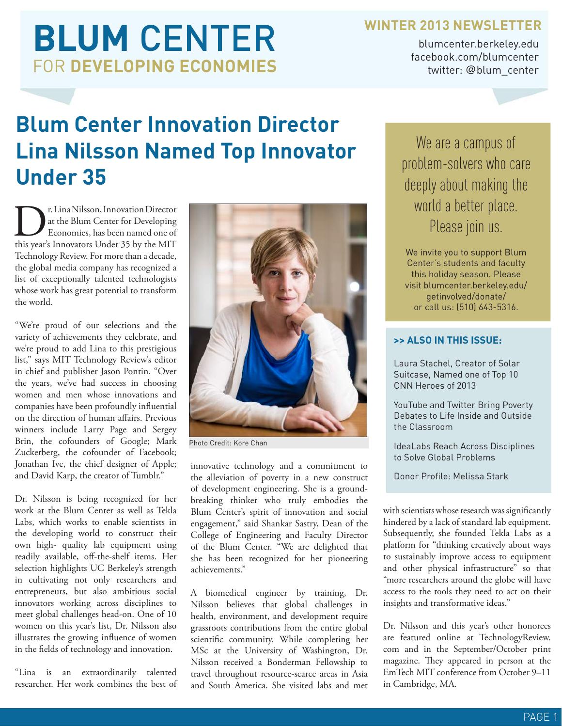# BLUM CENTER
## FOR DEVELOPING ECONOMIES

**WINTER 2013 NEWSLETTER**

blumcenter.berkeley.edu
facebook.com/blumcenter
twitter: @blum_center

# Blum Center Innovation Director Lina Nilsson Named Top Innovator Under 35

Dr. Lina Nilsson, Innovation Director at the Blum Center for Developing Economies, has been named one of this year's Innovators Under 35 by the MIT Technology Review. For more than a decade, the global media company has recognized a list of exceptionally talented technologists whose work has great potential to transform the world.

"We're proud of our selections and the variety of achievements they celebrate, and we're proud to add Lina to this prestigious list," says MIT Technology Review's editor in chief and publisher Jason Pontin. "Over the years, we've had success in choosing women and men whose innovations and companies have been profoundly influential on the direction of human affairs. Previous winners include Larry Page and Sergey Brin, the cofounders of Google; Mark Zuckerberg, the cofounder of Facebook; Jonathan Ive, the chief designer of Apple; and David Karp, the creator of Tumblr."

Dr. Nilsson is being recognized for her work at the Blum Center as well as Tekla Labs, which works to enable scientists in the developing world to construct their own high- quality lab equipment using readily available, off-the-shelf items. Her selection highlights UC Berkeley's strength in cultivating not only researchers and entrepreneurs, but also ambitious social innovators working across disciplines to meet global challenges head-on. One of 10 women on this year's list, Dr. Nilsson also illustrates the growing influence of women in the fields of technology and innovation.

Photo Credit: Kore Chan

"Lina is an extraordinarily talented researcher. Her work combines the best of innovative technology and a commitment to the alleviation of poverty in a new construct of development engineering. She is a ground-breaking thinker who truly embodies the Blum Center's spirit of innovation and social engagement," said Shankar Sastry, Dean of the College of Engineering and Faculty Director of the Blum Center. "We are delighted that she has been recognized for her pioneering achievements."

A biomedical engineer by training, Dr. Nilsson believes that global challenges in health, environment, and development require grassroots contributions from the entire global scientific community. While completing her MSc at the University of Washington, Dr. Nilsson received a Bonderman Fellowship to travel throughout resource-scarce areas in Asia and South America. She visited labs and met with scientists whose research was significantly hindered by a lack of standard lab equipment. Subsequently, she founded Tekla Labs as a platform for "thinking creatively about ways to sustainably improve access to equipment and other physical infrastructure" so that "more researchers around the globe will have access to the tools they need to act on their insights and transformative ideas."

Dr. Nilsson and this year's other honorees are featured online at TechnologyReview.com and in the September/October print magazine. They appeared in person at the EmTech MIT conference from October 9–11 in Cambridge, MA.

---

We are a campus of problem-solvers who care deeply about making the world a better place. Please join us.

We invite you to support Blum Center's students and faculty this holiday season. Please visit blumcenter.berkeley.edu/getinvolved/donate/ or call us: (510) 643-5316.

---

**>> ALSO IN THIS ISSUE:**

Laura Stachel, Creator of Solar Suitcase, Named one of Top 10 CNN Heroes of 2013

YouTube and Twitter Bring Poverty Debates to Life Inside and Outside the Classroom

IdeaLabs Reach Across Disciplines to Solve Global Problems

Donor Profile: Melissa Stark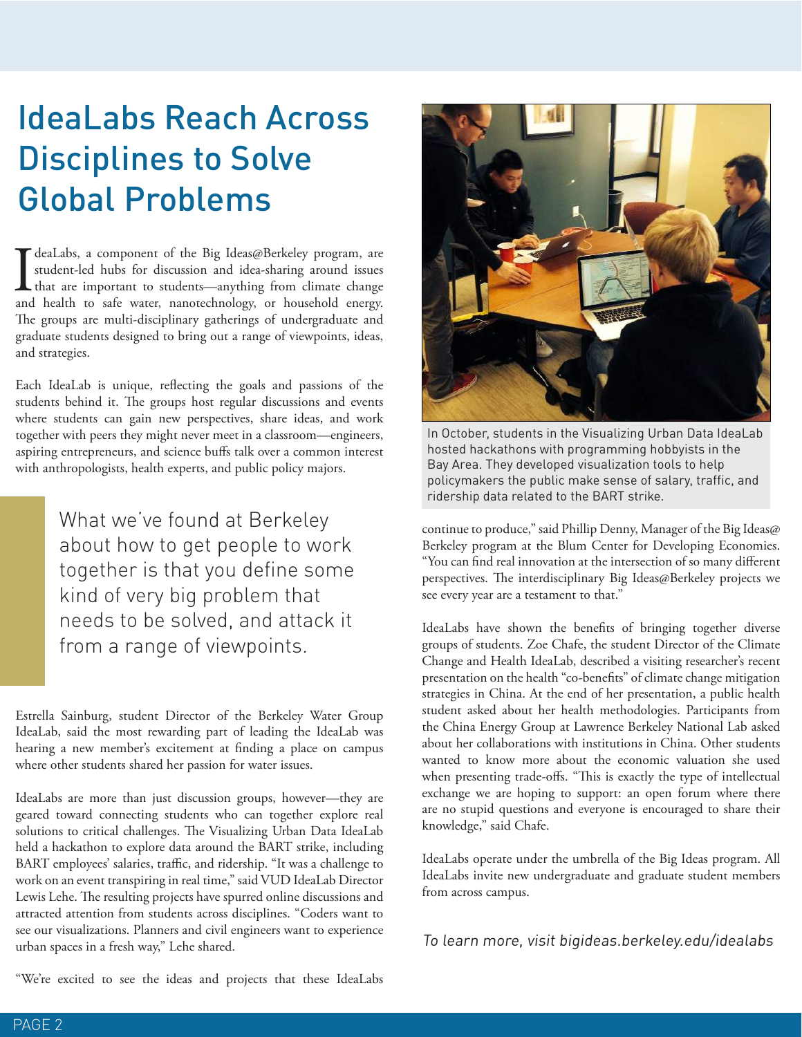# IdeaLabs Reach Across Disciplines to Solve Global Problems

IdeaLabs, a component of the Big Ideas@Berkeley program, are student-led hubs for discussion and idea-sharing around issues that are important to students—anything from climate change and health to safe water, nanotechnology, or household energy. The groups are multi-disciplinary gatherings of undergraduate and graduate students designed to bring out a range of viewpoints, ideas, and strategies.

Each IdeaLab is unique, reflecting the goals and passions of the students behind it. The groups host regular discussions and events where students can gain new perspectives, share ideas, and work together with peers they might never meet in a classroom—engineers, aspiring entrepreneurs, and science buffs talk over a common interest with anthropologists, health experts, and public policy majors.

> What we've found at Berkeley about how to get people to work together is that you define some kind of very big problem that needs to be solved, and attack it from a range of viewpoints.

Estrella Sainburg, student Director of the Berkeley Water Group IdeaLab, said the most rewarding part of leading the IdeaLab was hearing a new member's excitement at finding a place on campus where other students shared her passion for water issues.

IdeaLabs are more than just discussion groups, however—they are geared toward connecting students who can together explore real solutions to critical challenges. The Visualizing Urban Data IdeaLab held a hackathon to explore data around the BART strike, including BART employees' salaries, traffic, and ridership. "It was a challenge to work on an event transpiring in real time," said VUD IdeaLab Director Lewis Lehe. The resulting projects have spurred online discussions and attracted attention from students across disciplines. "Coders want to see our visualizations. Planners and civil engineers want to experience urban spaces in a fresh way," Lehe shared.

"We're excited to see the ideas and projects that these IdeaLabs continue to produce," said Phillip Denny, Manager of the Big Ideas@Berkeley program at the Blum Center for Developing Economies. "You can find real innovation at the intersection of so many different perspectives. The interdisciplinary Big Ideas@Berkeley projects we see every year are a testament to that."

In October, students in the Visualizing Urban Data IdeaLab hosted hackathons with programming hobbyists in the Bay Area. They developed visualization tools to help policymakers the public make sense of salary, traffic, and ridership data related to the BART strike.

IdeaLabs have shown the benefits of bringing together diverse groups of students. Zoe Chafe, the student Director of the Climate Change and Health IdeaLab, described a visiting researcher's recent presentation on the health "co-benefits" of climate change mitigation strategies in China. At the end of her presentation, a public health student asked about her health methodologies. Participants from the China Energy Group at Lawrence Berkeley National Lab asked about her collaborations with institutions in China. Other students wanted to know more about the economic valuation she used when presenting trade-offs. "This is exactly the type of intellectual exchange we are hoping to support: an open forum where there are no stupid questions and everyone is encouraged to share their knowledge," said Chafe.

IdeaLabs operate under the umbrella of the Big Ideas program. All IdeaLabs invite new undergraduate and graduate student members from across campus.

*To learn more, visit bigideas.berkeley.edu/idealabs*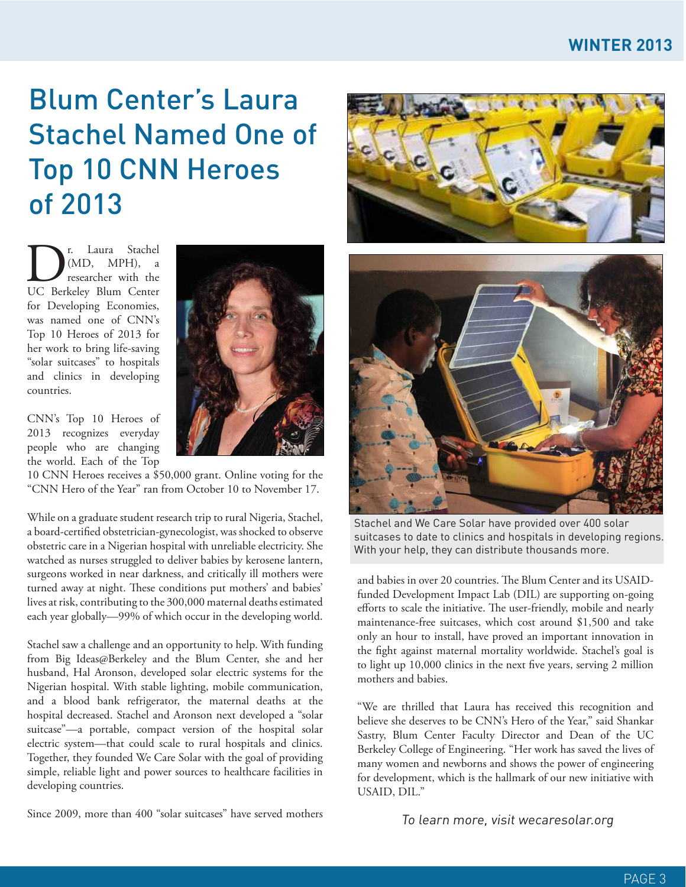# Blum Center's Laura Stachel Named One of Top 10 CNN Heroes of 2013

Dr. Laura Stachel (MD, MPH), a researcher with the UC Berkeley Blum Center for Developing Economies, was named one of CNN's Top 10 Heroes of 2013 for her work to bring life-saving "solar suitcases" to hospitals and clinics in developing countries.

CNN's Top 10 Heroes of 2013 recognizes everyday people who are changing the world. Each of the Top 10 CNN Heroes receives a $50,000 grant. Online voting for the "CNN Hero of the Year" ran from October 10 to November 17.

While on a graduate student research trip to rural Nigeria, Stachel, a board-certified obstetrician-gynecologist, was shocked to observe obstetric care in a Nigerian hospital with unreliable electricity. She watched as nurses struggled to deliver babies by kerosene lantern, surgeons worked in near darkness, and critically ill mothers were turned away at night. These conditions put mothers' and babies' lives at risk, contributing to the 300,000 maternal deaths estimated each year globally—99% of which occur in the developing world.

Stachel saw a challenge and an opportunity to help. With funding from Big Ideas@Berkeley and the Blum Center, she and her husband, Hal Aronson, developed solar electric systems for the Nigerian hospital. With stable lighting, mobile communication, and a blood bank refrigerator, the maternal deaths at the hospital decreased. Stachel and Aronson next developed a "solar suitcase"—a portable, compact version of the hospital solar electric system—that could scale to rural hospitals and clinics. Together, they founded We Care Solar with the goal of providing simple, reliable light and power sources to healthcare facilities in developing countries.

Since 2009, more than 400 "solar suitcases" have served mothers and babies in over 20 countries. The Blum Center and its USAID-funded Development Impact Lab (DIL) are supporting on-going efforts to scale the initiative. The user-friendly, mobile and nearly maintenance-free suitcases, which cost around $1,500 and take only an hour to install, have proved an important innovation in the fight against maternal mortality worldwide. Stachel's goal is to light up 10,000 clinics in the next five years, serving 2 million mothers and babies.

Stachel and We Care Solar have provided over 400 solar suitcases to date to clinics and hospitals in developing regions. With your help, they can distribute thousands more.

"We are thrilled that Laura has received this recognition and believe she deserves to be CNN's Hero of the Year," said Shankar Sastry, Blum Center Faculty Director and Dean of the UC Berkeley College of Engineering. "Her work has saved the lives of many women and newborns and shows the power of engineering for development, which is the hallmark of our new initiative with USAID, DIL."

*To learn more, visit wecaresolar.org*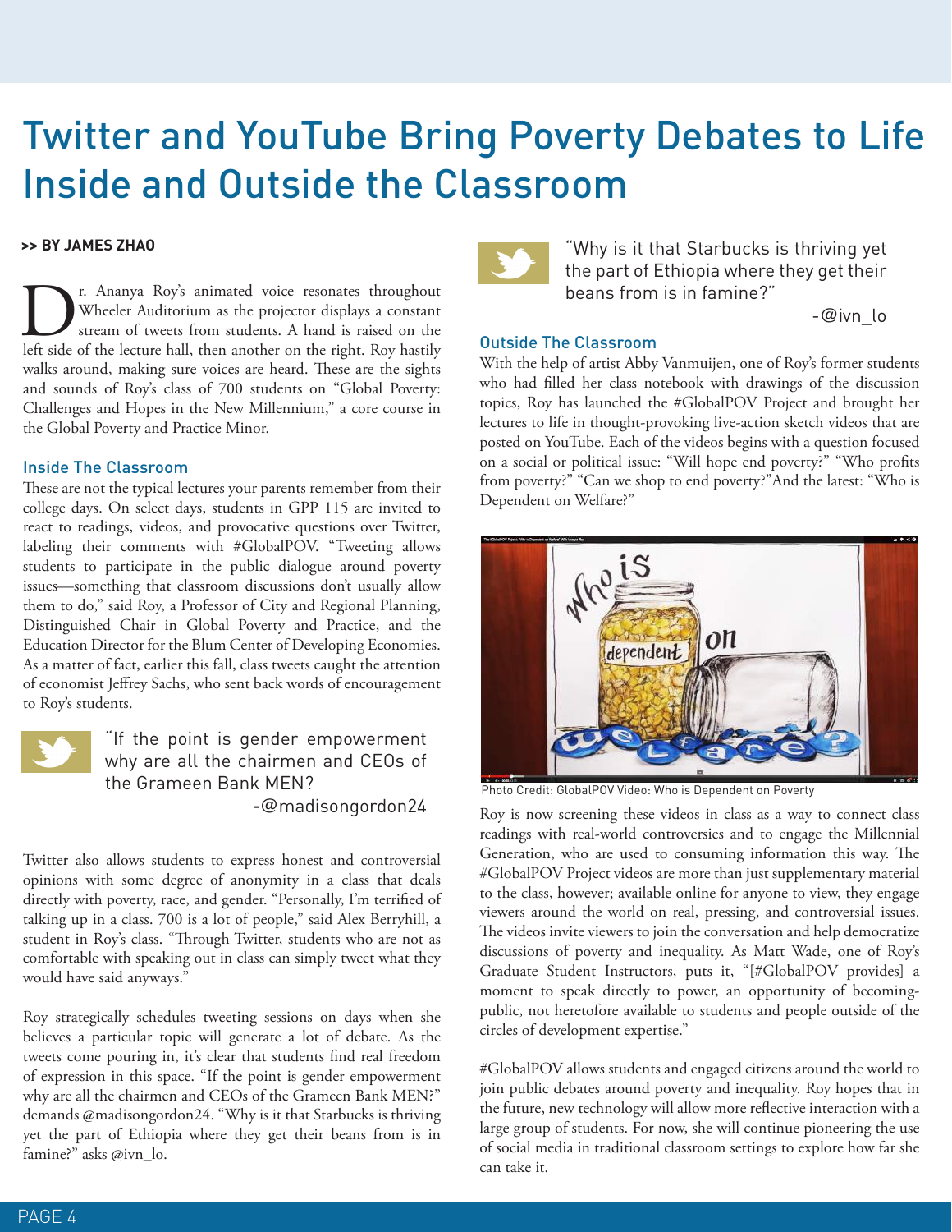# Twitter and YouTube Bring Poverty Debates to Life Inside and Outside the Classroom

**>> BY JAMES ZHAO**

Dr. Ananya Roy's animated voice resonates throughout Wheeler Auditorium as the projector displays a constant stream of tweets from students. A hand is raised on the left side of the lecture hall, then another on the right. Roy hastily walks around, making sure voices are heard. These are the sights and sounds of Roy's class of 700 students on "Global Poverty: Challenges and Hopes in the New Millennium," a core course in the Global Poverty and Practice Minor.

## Inside The Classroom

These are not the typical lectures your parents remember from their college days. On select days, students in GPP 115 are invited to react to readings, videos, and provocative questions over Twitter, labeling their comments with #GlobalPOV. "Tweeting allows students to participate in the public dialogue around poverty issues—something that classroom discussions don't usually allow them to do," said Roy, a Professor of City and Regional Planning, Distinguished Chair in Global Poverty and Practice, and the Education Director for the Blum Center of Developing Economies. As a matter of fact, earlier this fall, class tweets caught the attention of economist Jeffrey Sachs, who sent back words of encouragement to Roy's students.

> "If the point is gender empowerment why are all the chairmen and CEOs of the Grameen Bank MEN?
> -@madisongordon24

Twitter also allows students to express honest and controversial opinions with some degree of anonymity in a class that deals directly with poverty, race, and gender. "Personally, I'm terrified of talking up in a class. 700 is a lot of people," said Alex Berryhill, a student in Roy's class. "Through Twitter, students who are not as comfortable with speaking out in class can simply tweet what they would have said anyways."

Roy strategically schedules tweeting sessions on days when she believes a particular topic will generate a lot of debate. As the tweets come pouring in, it's clear that students find real freedom of expression in this space. "If the point is gender empowerment why are all the chairmen and CEOs of the Grameen Bank MEN?" demands @madisongordon24. "Why is it that Starbucks is thriving yet the part of Ethiopia where they get their beans from is in famine?" asks @ivn_lo.

> "Why is it that Starbucks is thriving yet the part of Ethiopia where they get their beans from is in famine?"
> -@ivn_lo

## Outside The Classroom

With the help of artist Abby Vanmuijen, one of Roy's former students who had filled her class notebook with drawings of the discussion topics, Roy has launched the #GlobalPOV Project and brought her lectures to life in thought-provoking live-action sketch videos that are posted on YouTube. Each of the videos begins with a question focused on a social or political issue: "Will hope end poverty?" "Who profits from poverty?" "Can we shop to end poverty?"And the latest: "Who is Dependent on Welfare?"

Photo Credit: GlobalPOV Video: Who is Dependent on Poverty

Roy is now screening these videos in class as a way to connect class readings with real-world controversies and to engage the Millennial Generation, who are used to consuming information this way. The #GlobalPOV Project videos are more than just supplementary material to the class, however; available online for anyone to view, they engage viewers around the world on real, pressing, and controversial issues. The videos invite viewers to join the conversation and help democratize discussions of poverty and inequality. As Matt Wade, one of Roy's Graduate Student Instructors, puts it, "[#GlobalPOV provides] a moment to speak directly to power, an opportunity of becoming-public, not heretofore available to students and people outside of the circles of development expertise."

#GlobalPOV allows students and engaged citizens around the world to join public debates around poverty and inequality. Roy hopes that in the future, new technology will allow more reflective interaction with a large group of students. For now, she will continue pioneering the use of social media in traditional classroom settings to explore how far she can take it.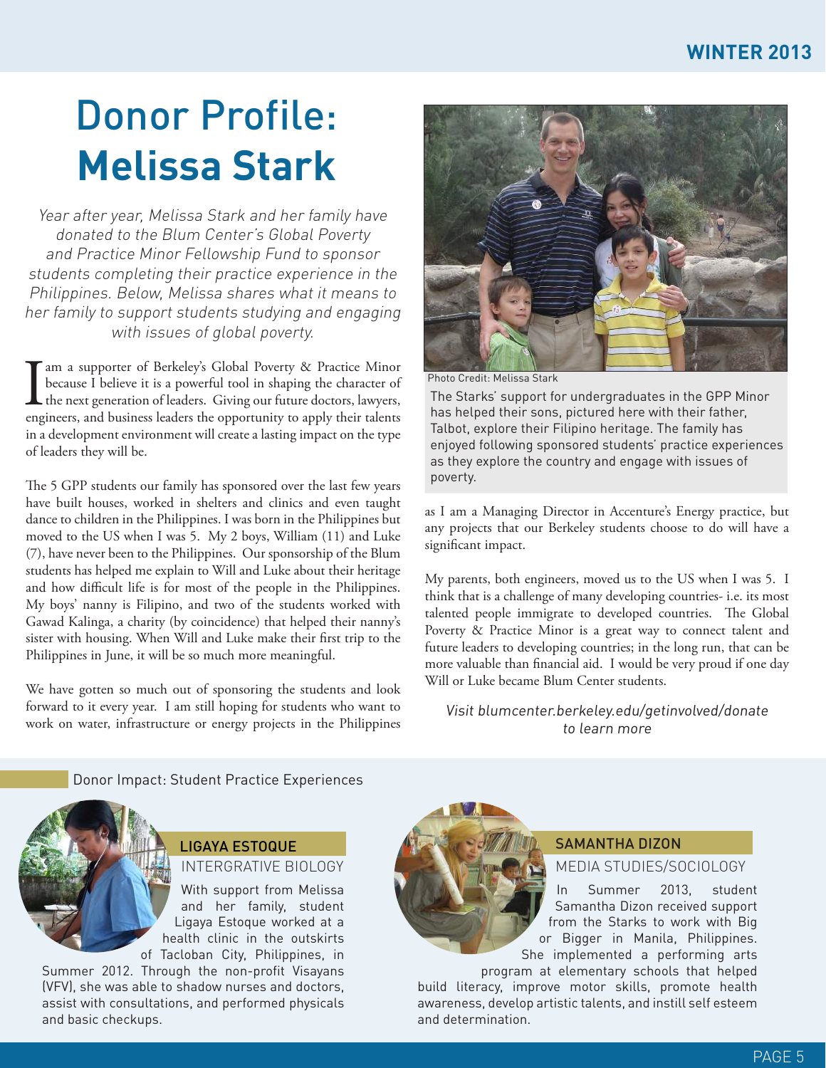# Donor Profile: **Melissa Stark**

*Year after year, Melissa Stark and her family have donated to the Blum Center's Global Poverty and Practice Minor Fellowship Fund to sponsor students completing their practice experience in the Philippines. Below, Melissa shares what it means to her family to support students studying and engaging with issues of global poverty.*

I am a supporter of Berkeley's Global Poverty & Practice Minor because I believe it is a powerful tool in shaping the character of the next generation of leaders. Giving our future doctors, lawyers, engineers, and business leaders the opportunity to apply their talents in a development environment will create a lasting impact on the type of leaders they will be.

The 5 GPP students our family has sponsored over the last few years have built houses, worked in shelters and clinics and even taught dance to children in the Philippines. I was born in the Philippines but moved to the US when I was 5. My 2 boys, William (11) and Luke (7), have never been to the Philippines. Our sponsorship of the Blum students has helped me explain to Will and Luke about their heritage and how difficult life is for most of the people in the Philippines. My boys' nanny is Filipino, and two of the students worked with Gawad Kalinga, a charity (by coincidence) that helped their nanny's sister with housing. When Will and Luke make their first trip to the Philippines in June, it will be so much more meaningful.

We have gotten so much out of sponsoring the students and look forward to it every year. I am still hoping for students who want to work on water, infrastructure or energy projects in the Philippines as I am a Managing Director in Accenture's Energy practice, but any projects that our Berkeley students choose to do will have a significant impact.

Photo Credit: Melissa Stark

The Starks' support for undergraduates in the GPP Minor has helped their sons, pictured here with their father, Talbot, explore their Filipino heritage. The family has enjoyed following sponsored students' practice experiences as they explore the country and engage with issues of poverty.

My parents, both engineers, moved us to the US when I was 5. I think that is a challenge of many developing countries- i.e. its most talented people immigrate to developed countries. The Global Poverty & Practice Minor is a great way to connect talent and future leaders to developing countries; in the long run, that can be more valuable than financial aid. I would be very proud if one day Will or Luke became Blum Center students.

*Visit blumcenter.berkeley.edu/getinvolved/donate to learn more*

## Donor Impact: Student Practice Experiences

### LIGAYA ESTOQUE

INTERGRATIVE BIOLOGY

With support from Melissa and her family, student Ligaya Estoque worked at a health clinic in the outskirts of Tacloban City, Philippines, in Summer 2012. Through the non-profit Visayans (VFV), she was able to shadow nurses and doctors, assist with consultations, and performed physicals and basic checkups.

### SAMANTHA DIZON

MEDIA STUDIES/SOCIOLOGY

In Summer 2013, student Samantha Dizon received support from the Starks to work with Big or Bigger in Manila, Philippines. She implemented a performing arts program at elementary schools that helped build literacy, improve motor skills, promote health awareness, develop artistic talents, and instill self esteem and determination.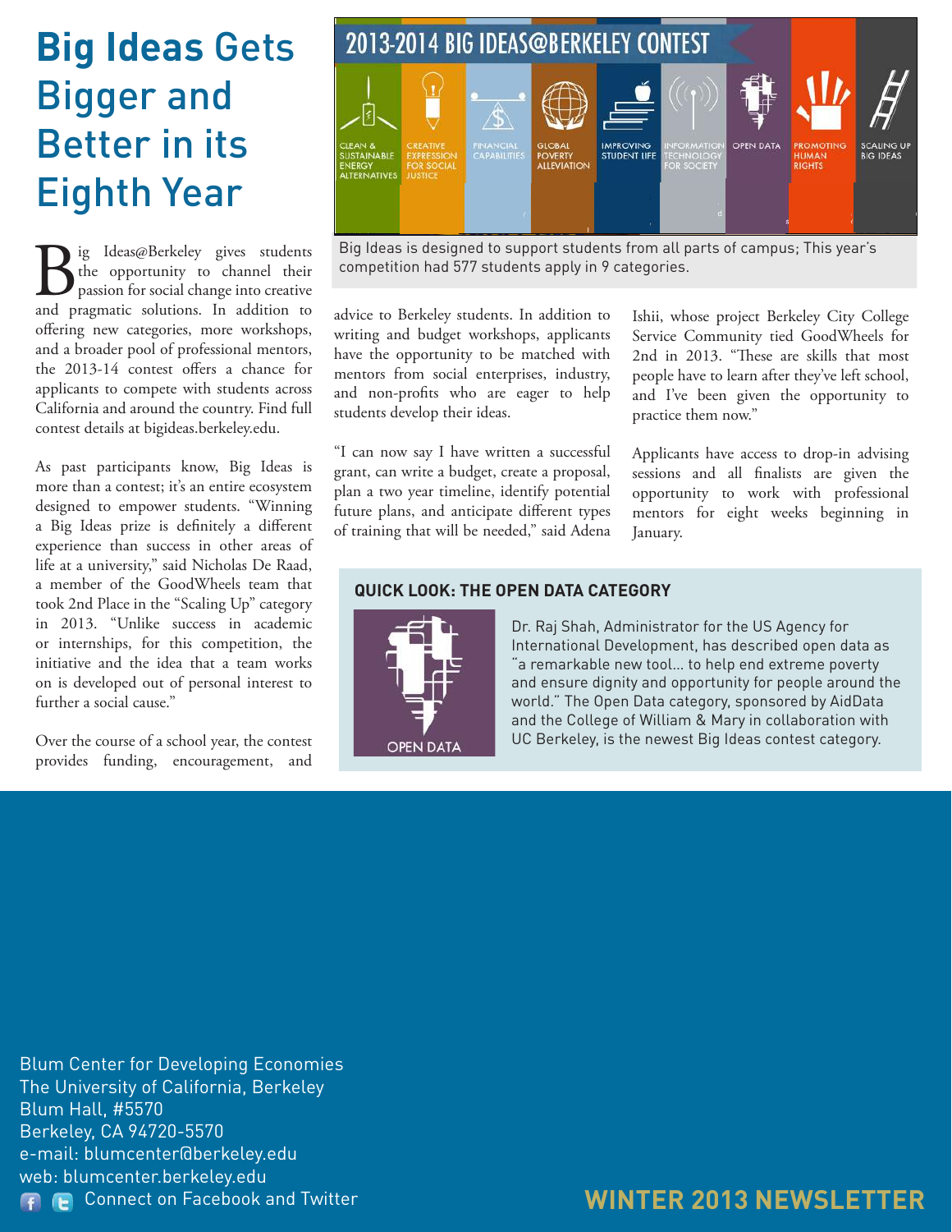# Big Ideas Gets Bigger and Better in its Eighth Year

Big Ideas@Berkeley gives students the opportunity to channel their passion for social change into creative and pragmatic solutions. In addition to offering new categories, more workshops, and a broader pool of professional mentors, the 2013-14 contest offers a chance for applicants to compete with students across California and around the country. Find full contest details at bigideas.berkeley.edu.

As past participants know, Big Ideas is more than a contest; it's an entire ecosystem designed to empower students. "Winning a Big Ideas prize is definitely a different experience than success in other areas of life at a university," said Nicholas De Raad, a member of the GoodWheels team that took 2nd Place in the "Scaling Up" category in 2013. "Unlike success in academic or internships, for this competition, the initiative and the idea that a team works on is developed out of personal interest to further a social cause."

Over the course of a school year, the contest provides funding, encouragement, and advice to Berkeley students. In addition to writing and budget workshops, applicants have the opportunity to be matched with mentors from social enterprises, industry, and non-profits who are eager to help students develop their ideas.

"I can now say I have written a successful grant, can write a budget, create a proposal, plan a two year timeline, identify potential future plans, and anticipate different types of training that will be needed," said Adena Ishii, whose project Berkeley City College Service Community tied GoodWheels for 2nd in 2013. "These are skills that most people have to learn after they've left school, and I've been given the opportunity to practice them now."

Applicants have access to drop-in advising sessions and all finalists are given the opportunity to work with professional mentors for eight weeks beginning in January.

2013-2014 BIG IDEAS@BERKELEY CONTEST

CLEAN & SUSTAINABLE ENERGY ALTERNATIVES
CREATIVE EXPRESSION FOR SOCIAL JUSTICE
FINANCIAL CAPABILITIES
GLOBAL POVERTY ALLEVIATION
IMPROVING STUDENT LIFE
INFORMATION TECHNOLOGY FOR SOCIETY
OPEN DATA
PROMOTING HUMAN RIGHTS
SCALING UP BIG IDEAS

Big Ideas is designed to support students from all parts of campus; This year's competition had 577 students apply in 9 categories.

### QUICK LOOK: THE OPEN DATA CATEGORY

OPEN DATA

Dr. Raj Shah, Administrator for the US Agency for International Development, has described open data as "a remarkable new tool... to help end extreme poverty and ensure dignity and opportunity for people around the world." The Open Data category, sponsored by AidData and the College of William & Mary in collaboration with UC Berkeley, is the newest Big Ideas contest category.

Blum Center for Developing Economies
The University of California, Berkeley
Blum Hall, #5570
Berkeley, CA 94720-5570
e-mail: blumcenter@berkeley.edu
web: blumcenter.berkeley.edu
Connect on Facebook and Twitter

**WINTER 2013 NEWSLETTER**